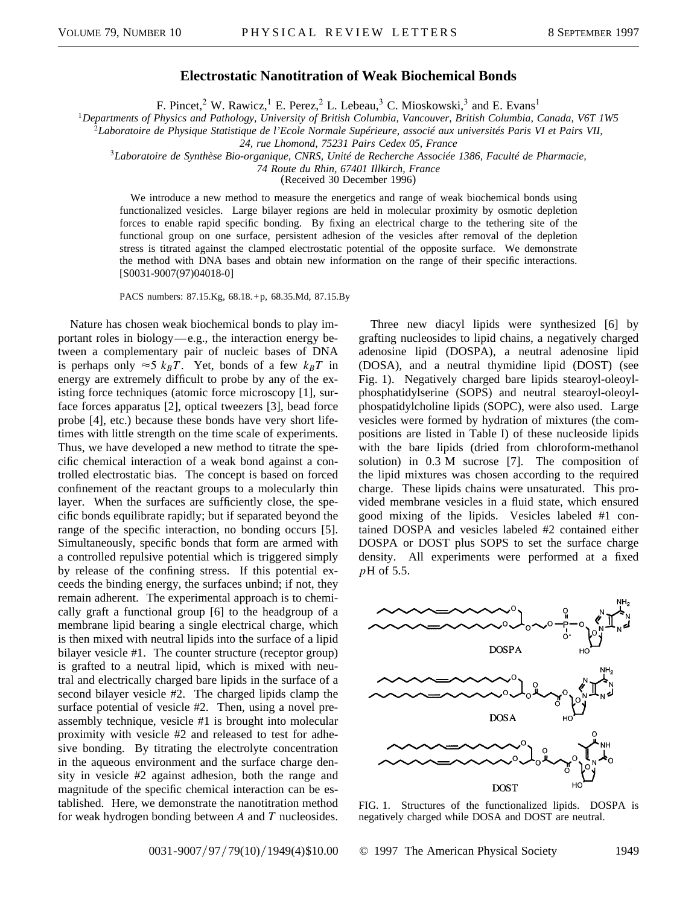# Electrostatic Nanotitration of Weak Biochemical Bonds

F. Pincet,[2] W. Rawicz,[1] E. Perez,[2] L. Lebeau,[3] C. Mioskowski,[3] and E. Evans[1]

[1]*Departments of Physics and Pathology, University of British Columbia, Vancouver, British Columbia, Canada, V6T 1W5*
[2]*Laboratoire de Physique Statistique de l'Ecole Normale Supérieure, associé aux universités Paris VI et Pairs VII, 24, rue Lhomond, 75231 Pairs Cedex 05, France*
[3]*Laboratoire de Synthèse Bio-organique, CNRS, Unité de Recherche Associée 1386, Faculté de Pharmacie, 74 Route du Rhin, 67401 Illkirch, France*

(Received 30 December 1996)

We introduce a new method to measure the energetics and range of weak biochemical bonds using functionalized vesicles. Large bilayer regions are held in molecular proximity by osmotic depletion forces to enable rapid specific bonding. By fixing an electrical charge to the tethering site of the functional group on one surface, persistent adhesion of the vesicles after removal of the depletion stress is titrated against the clamped electrostatic potential of the opposite surface. We demonstrate the method with DNA bases and obtain new information on the range of their specific interactions. [S0031-9007(97)04018-0]

PACS numbers: 87.15.Kg, 68.18.+p, 68.35.Md, 87.15.By

Nature has chosen weak biochemical bonds to play important roles in biology—e.g., the interaction energy between a complementary pair of nucleic bases of DNA is perhaps only $\approx 5\ k_BT$. Yet, bonds of a few $k_BT$ in energy are extremely difficult to probe by any of the existing force techniques (atomic force microscopy [1], surface forces apparatus [2], optical tweezers [3], bead force probe [4], etc.) because these bonds have very short lifetimes with little strength on the time scale of experiments. Thus, we have developed a new method to titrate the specific chemical interaction of a weak bond against a controlled electrostatic bias. The concept is based on forced confinement of the reactant groups to a molecularly thin layer. When the surfaces are sufficiently close, the specific bonds equilibrate rapidly; but if separated beyond the range of the specific interaction, no bonding occurs [5]. Simultaneously, specific bonds that form are armed with a controlled repulsive potential which is triggered simply by release of the confining stress. If this potential exceeds the binding energy, the surfaces unbind; if not, they remain adherent. The experimental approach is to chemically graft a functional group [6] to the headgroup of a membrane lipid bearing a single electrical charge, which is then mixed with neutral lipids into the surface of a lipid bilayer vesicle #1. The counter structure (receptor group) is grafted to a neutral lipid, which is mixed with neutral and electrically charged bare lipids in the surface of a second bilayer vesicle #2. The charged lipids clamp the surface potential of vesicle #2. Then, using a novel preassembly technique, vesicle #1 is brought into molecular proximity with vesicle #2 and released to test for adhesive bonding. By titrating the electrolyte concentration in the aqueous environment and the surface charge density in vesicle #2 against adhesion, both the range and magnitude of the specific chemical interaction can be established. Here, we demonstrate the nanotitration method for weak hydrogen bonding between *A* and *T* nucleosides.

Three new diacyl lipids were synthesized [6] by grafting nucleosides to lipid chains, a negatively charged adenosine lipid (DOSPA), a neutral adenosine lipid (DOSA), and a neutral thymidine lipid (DOST) (see Fig. 1). Negatively charged bare lipids stearoyl-oleoyl-phosphatidylserine (SOPS) and neutral stearoyl-oleoyl-phospatidylcholine lipids (SOPC), were also used. Large vesicles were formed by hydration of mixtures (the compositions are listed in Table I) of these nucleoside lipids with the bare lipids (dried from chloroform-methanol solution) in 0.3 M sucrose [7]. The composition of the lipid mixtures was chosen according to the required charge. These lipids chains were unsaturated. This provided membrane vesicles in a fluid state, which ensured good mixing of the lipids. Vesicles labeled #1 contained DOSPA and vesicles labeled #2 contained either DOSPA or DOST plus SOPS to set the surface charge density. All experiments were performed at a fixed *p*H of 5.5.

FIG. 1. Structures of the functionalized lipids. DOSPA is negatively charged while DOSA and DOST are neutral.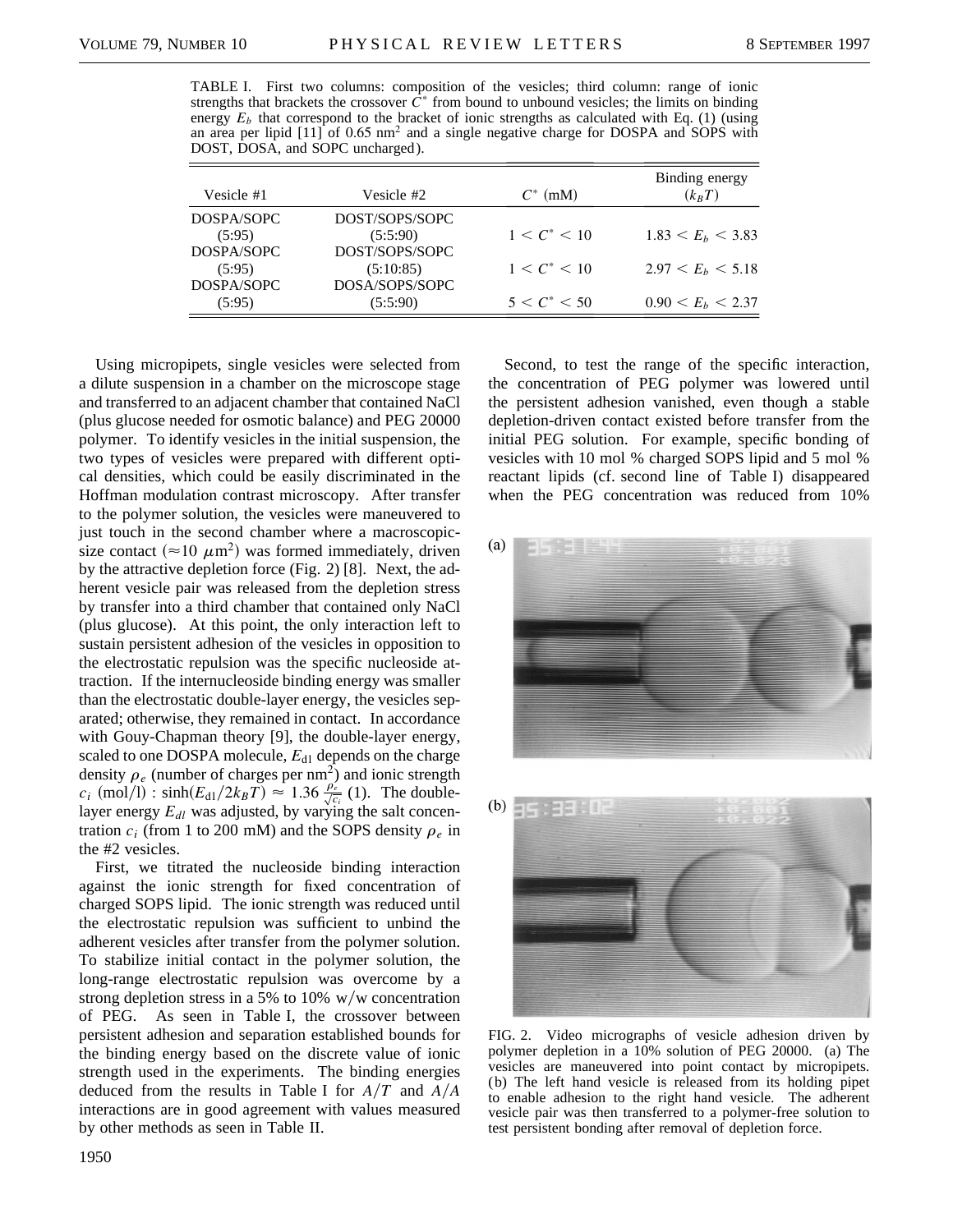TABLE I. First two columns: composition of the vesicles; third column: range of ionic strengths that brackets the crossover $C^*$ from bound to unbound vesicles; the limits on binding energy $E_b$ that correspond to the bracket of ionic strengths as calculated with Eq. (1) (using an area per lipid [11] of 0.65 nm$^2$ and a single negative charge for DOSPA and SOPS with DOST, DOSA, and SOPC uncharged).

| Vesicle #1 | Vesicle #2 | $C^*$ (mM) | Binding energy ($k_BT$) |
|---|---|---|---|
| DOSPA/SOPC (5:95) | DOST/SOPS/SOPC (5:5:90) | $1 < C^* < 10$ | $1.83 < E_b < 3.83$ |
| DOSPA/SOPC (5:95) | DOST/SOPS/SOPC (5:10:85) | $1 < C^* < 10$ | $2.97 < E_b < 5.18$ |
| DOSPA/SOPC (5:95) | DOSA/SOPS/SOPC (5:5:90) | $5 < C^* < 50$ | $0.90 < E_b < 2.37$ |

Using micropipets, single vesicles were selected from a dilute suspension in a chamber on the microscope stage and transferred to an adjacent chamber that contained NaCl (plus glucose needed for osmotic balance) and PEG 20000 polymer. To identify vesicles in the initial suspension, the two types of vesicles were prepared with different optical densities, which could be easily discriminated in the Hoffman modulation contrast microscopy. After transfer to the polymer solution, the vesicles were maneuvered to just touch in the second chamber where a macroscopic-size contact ($\approx 10\ \mu$m$^2$) was formed immediately, driven by the attractive depletion force (Fig. 2) [8]. Next, the adherent vesicle pair was released from the depletion stress by transfer into a third chamber that contained only NaCl (plus glucose). At this point, the only interaction left to sustain persistent adhesion of the vesicles in opposition to the electrostatic repulsion was the specific nucleoside attraction. If the internucleoside binding energy was smaller than the electrostatic double-layer energy, the vesicles separated; otherwise, they remained in contact. In accordance with Gouy-Chapman theory [9], the double-layer energy, scaled to one DOSPA molecule, $E_{\mathrm{dl}}$ depends on the charge density $\rho_e$ (number of charges per nm$^2$) and ionic strength $c_i$ (mol/l) : $\sinh(E_{\mathrm{dl}}/2k_BT) \approx 1.36 \frac{\rho_e}{\sqrt{c_i}}$ (1). The double-layer energy $E_{dl}$ was adjusted, by varying the salt concentration $c_i$ (from 1 to 200 mM) and the SOPS density $\rho_e$ in the #2 vesicles.

First, we titrated the nucleoside binding interaction against the ionic strength for fixed concentration of charged SOPS lipid. The ionic strength was reduced until the electrostatic repulsion was sufficient to unbind the adherent vesicles after transfer from the polymer solution. To stabilize initial contact in the polymer solution, the long-range electrostatic repulsion was overcome by a strong depletion stress in a 5% to 10% w/w concentration of PEG. As seen in Table I, the crossover between persistent adhesion and separation established bounds for the binding energy based on the discrete value of ionic strength used in the experiments. The binding energies deduced from the results in Table I for $A/T$ and $A/A$ interactions are in good agreement with values measured by other methods as seen in Table II.

Second, to test the range of the specific interaction, the concentration of PEG polymer was lowered until the persistent adhesion vanished, even though a stable depletion-driven contact existed before transfer from the initial PEG solution. For example, specific bonding of vesicles with 10 mol % charged SOPS lipid and 5 mol % reactant lipids (cf. second line of Table I) disappeared when the PEG concentration was reduced from 10%

FIG. 2. Video micrographs of vesicle adhesion driven by polymer depletion in a 10% solution of PEG 20000. (a) The vesicles are maneuvered into point contact by micropipets. (b) The left hand vesicle is released from its holding pipet to enable adhesion to the right hand vesicle. The adherent vesicle pair was then transferred to a polymer-free solution to test persistent bonding after removal of depletion force.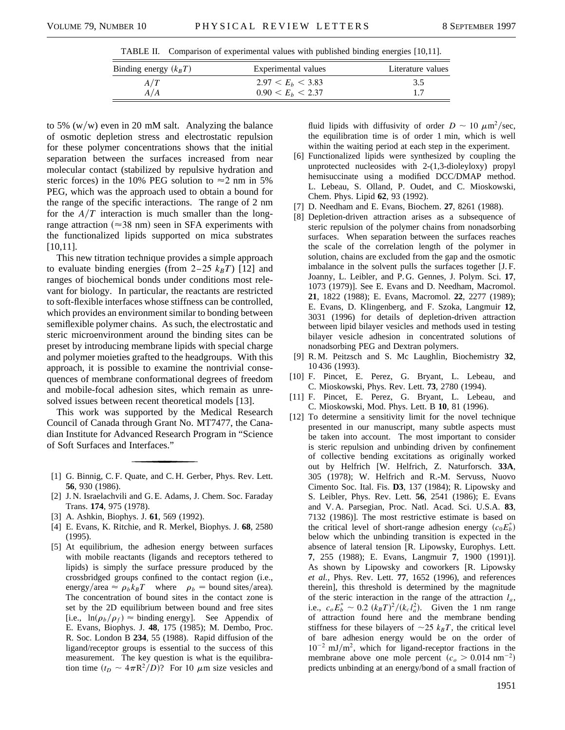TABLE II. Comparison of experimental values with published binding energies [10,11].

| Binding energy ($k_BT$) | Experimental values | Literature values |
|---|---|---|
| $A/T$ | $2.97 < E_b < 3.83$ | 3.5 |
| $A/A$ | $0.90 < E_b < 2.37$ | 1.7 |

to 5% (w/w) even in 20 mM salt. Analyzing the balance of osmotic depletion stress and electrostatic repulsion for these polymer concentrations shows that the initial separation between the surfaces increased from near molecular contact (stabilized by repulsive hydration and steric forces) in the 10% PEG solution to $\approx 2$ nm in 5% PEG, which was the approach used to obtain a bound for the range of the specific interactions. The range of 2 nm for the $A/T$ interaction is much smaller than the long-range attraction ($\approx 38$ nm) seen in SFA experiments with the functionalized lipids supported on mica substrates [10,11].

This new titration technique provides a simple approach to evaluate binding energies (from 2–25 $k_BT$) [12] and ranges of biochemical bonds under conditions most relevant for biology. In particular, the reactants are restricted to soft-flexible interfaces whose stiffness can be controlled, which provides an environment similar to bonding between semiflexible polymer chains. As such, the electrostatic and steric microenvironment around the binding sites can be preset by introducing membrane lipids with special charge and polymer moieties grafted to the headgroups. With this approach, it is possible to examine the nontrivial consequences of membrane conformational degrees of freedom and mobile-focal adhesion sites, which remain as unresolved issues between recent theoretical models [13].

This work was supported by the Medical Research Council of Canada through Grant No. MT7477, the Canadian Institute for Advanced Research Program in "Science of Soft Surfaces and Interfaces."

---

[1] G. Binnig, C. F. Quate, and C. H. Gerber, Phys. Rev. Lett. **56**, 930 (1986).

[2] J. N. Israelachvili and G. E. Adams, J. Chem. Soc. Faraday Trans. **174**, 975 (1978).

[3] A. Ashkin, Biophys. J. **61**, 569 (1992).

[4] E. Evans, K. Ritchie, and R. Merkel, Biophys. J. **68**, 2580 (1995).

[5] At equilibrium, the adhesion energy between surfaces with mobile reactants (ligands and receptors tethered to lipids) is simply the surface pressure produced by the crossbridged groups confined to the contact region (i.e., energy/area $\approx \rho_b k_BT$ where $\rho_b$ = bound sites/area). The concentration of bound sites in the contact zone is set by the 2D equilibrium between bound and free sites [i.e., $\ln(\rho_b/\rho_f) \approx$ binding energy]. See Appendix of E. Evans, Biophys. J. **48**, 175 (1985); M. Dembo, Proc. R. Soc. London B **234**, 55 (1988). Rapid diffusion of the ligand/receptor groups is essential to the success of this measurement. The key question is what is the equilibration time ($t_D \sim 4\pi R^2/D$)? For 10 $\mu$m size vesicles and fluid lipids with diffusivity of order $D \sim 10\ \mu\text{m}^2/\text{sec}$, the equilibration time is of order 1 min, which is well within the waiting period at each step in the experiment.

[6] Functionalized lipids were synthesized by coupling the unprotected nucleosides with 2-(1,3-dioleyloxy) propyl hemisuccinate using a modified DCC/DMAP method. L. Lebeau, S. Olland, P. Oudet, and C. Mioskowski, Chem. Phys. Lipid **62**, 93 (1992).

[7] D. Needham and E. Evans, Biochem. **27**, 8261 (1988).

[8] Depletion-driven attraction arises as a subsequence of steric repulsion of the polymer chains from nonadsorbing surfaces. When separation between the surfaces reaches the scale of the correlation length of the polymer in solution, chains are excluded from the gap and the osmotic imbalance in the solvent pulls the surfaces together [J. F. Joanny, L. Leibler, and P. G. Gennes, J. Polym. Sci. **17**, 1073 (1979)]. See E. Evans and D. Needham, Macromol. **21**, 1822 (1988); E. Evans, Macromol. **22**, 2277 (1989); E. Evans, D. Klingenberg, and F. Szoka, Langmuir **12**, 3031 (1996) for details of depletion-driven attraction between lipid bilayer vesicles and methods used in testing bilayer vesicle adhesion in concentrated solutions of nonadsorbing PEG and Dextran polymers.

[9] R. M. Peitzsch and S. Mc Laughlin, Biochemistry **32**, 10 436 (1993).

[10] F. Pincet, E. Perez, G. Bryant, L. Lebeau, and C. Mioskowski, Phys. Rev. Lett. **73**, 2780 (1994).

[11] F. Pincet, E. Perez, G. Bryant, L. Lebeau, and C. Mioskowski, Mod. Phys. Lett. B **10**, 81 (1996).

[12] To determine a sensitivity limit for the novel technique presented in our manuscript, many subtle aspects must be taken into account. The most important to consider is steric repulsion and unbinding driven by confinement of collective bending excitations as originally worked out by Helfrich [W. Helfrich, Z. Naturforsch. **33A**, 305 (1978); W. Helfrich and R.-M. Servuss, Nuovo Cimento Soc. Ital. Fis. **D3**, 137 (1984); R. Lipowsky and S. Leibler, Phys. Rev. Lett. **56**, 2541 (1986); E. Evans and V. A. Parsegian, Proc. Natl. Acad. Sci. U.S.A. **83**, 7132 (1986)]. The most restrictive estimate is based on the critical level of short-range adhesion energy ($c_0 E_b^*$) below which the unbinding transition is expected in the absence of lateral tension [R. Lipowsky, Europhys. Lett. **7**, 255 (1988); E. Evans, Langmuir **7**, 1900 (1991)]. As shown by Lipowsky and coworkers [R. Lipowsky *et al.,* Phys. Rev. Lett. **77**, 1652 (1996), and references therein], this threshold is determined by the magnitude of the steric interaction in the range of the attraction $l_a$, i.e., $c_o E_b^* \sim 0.2\ (k_BT)^2/(k_c l_a^2)$. Given the 1 nm range of attraction found here and the membrane bending stiffness for these bilayers of $\sim 25\ k_BT$, the critical level of bare adhesion energy would be on the order of $10^{-2}$ mJ/m$^2$, which for ligand-receptor fractions in the membrane above one mole percent ($c_o > 0.014\ \text{nm}^{-2}$) predicts unbinding at an energy/bond of a small fraction of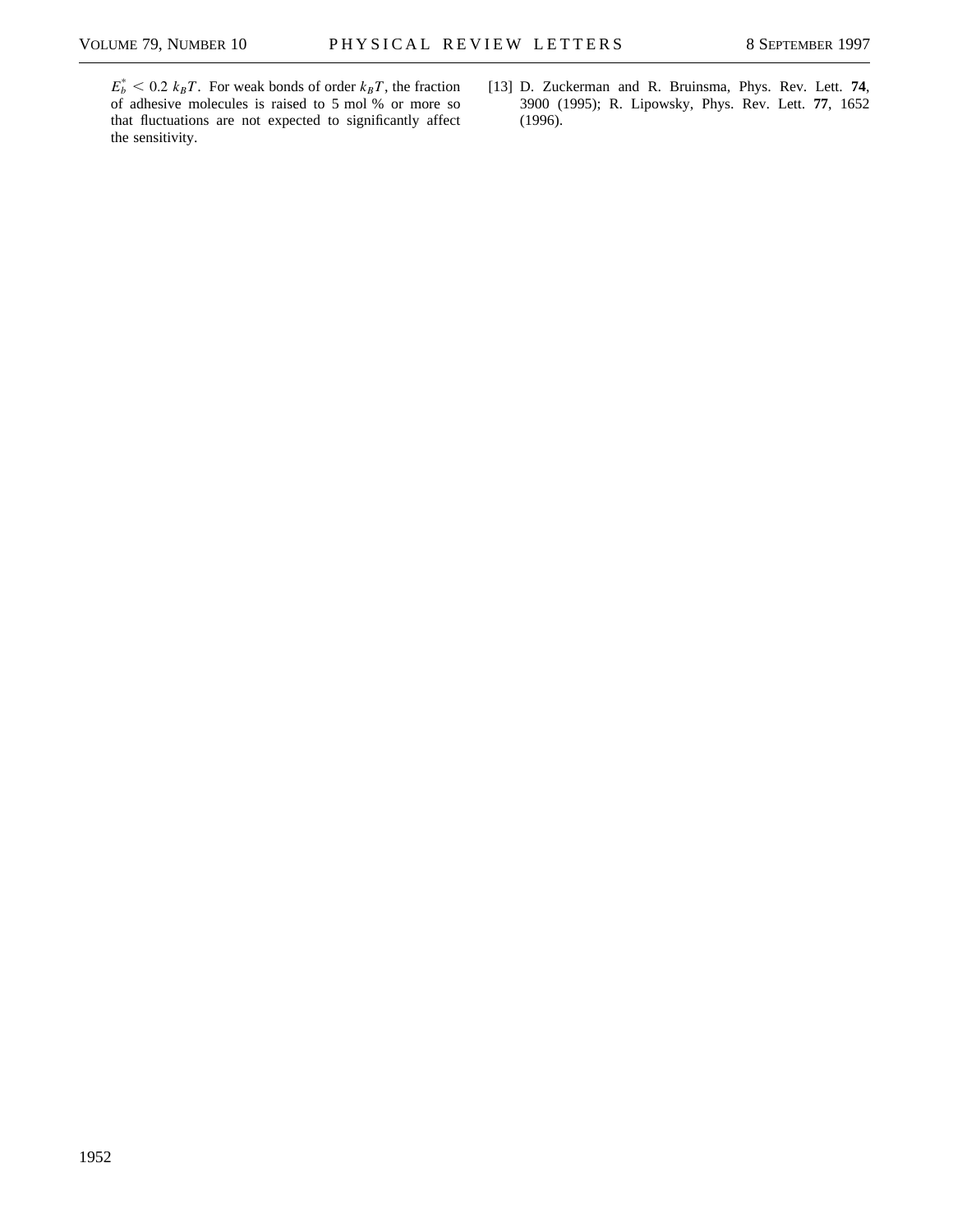$E_b^* < 0.2\ k_BT$. For weak bonds of order $k_BT$, the fraction of adhesive molecules is raised to 5 mol % or more so that fluctuations are not expected to significantly affect the sensitivity.

[13] D. Zuckerman and R. Bruinsma, Phys. Rev. Lett. **74**, 3900 (1995); R. Lipowsky, Phys. Rev. Lett. **77**, 1652 (1996).